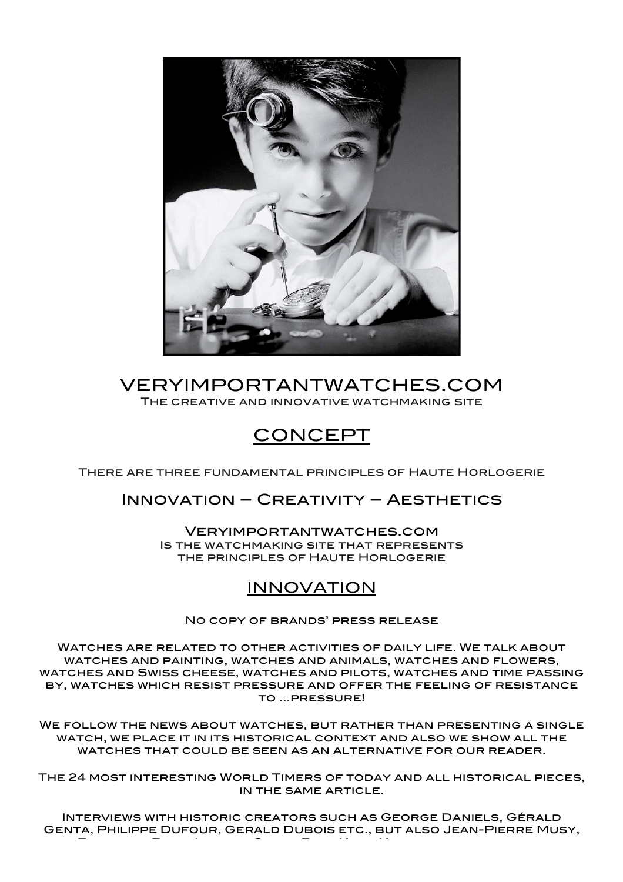# VERYIMPORTANTWATCHES.COM

The creative and innovative watchmaking site

## CONCEPT

There are three fundamental principles of Haute Horlogerie

### Innovation – Creativity – Aesthetics

Veryimportantwatches.com
Is the watchmaking site that represents the principles of Haute Horlogerie

## INNOVATION

No copy of brands' press release

Watches are related to other activities of daily life. We talk about watches and painting, watches and animals, watches and flowers, watches and Swiss cheese, watches and pilots, watches and time passing by, watches which resist pressure and offer the feeling of resistance to …pressure!

We follow the news about watches, but rather than presenting a single watch, we place it in its historical context and also we show all the watches that could be seen as an alternative for our reader.

The 24 most interesting World Timers of today and all historical pieces, in the same article.

Interviews with historic creators such as George Daniels, Gérald Genta, Philippe Dufour, Gerald Dubois etc., but also Jean-Pierre Musy,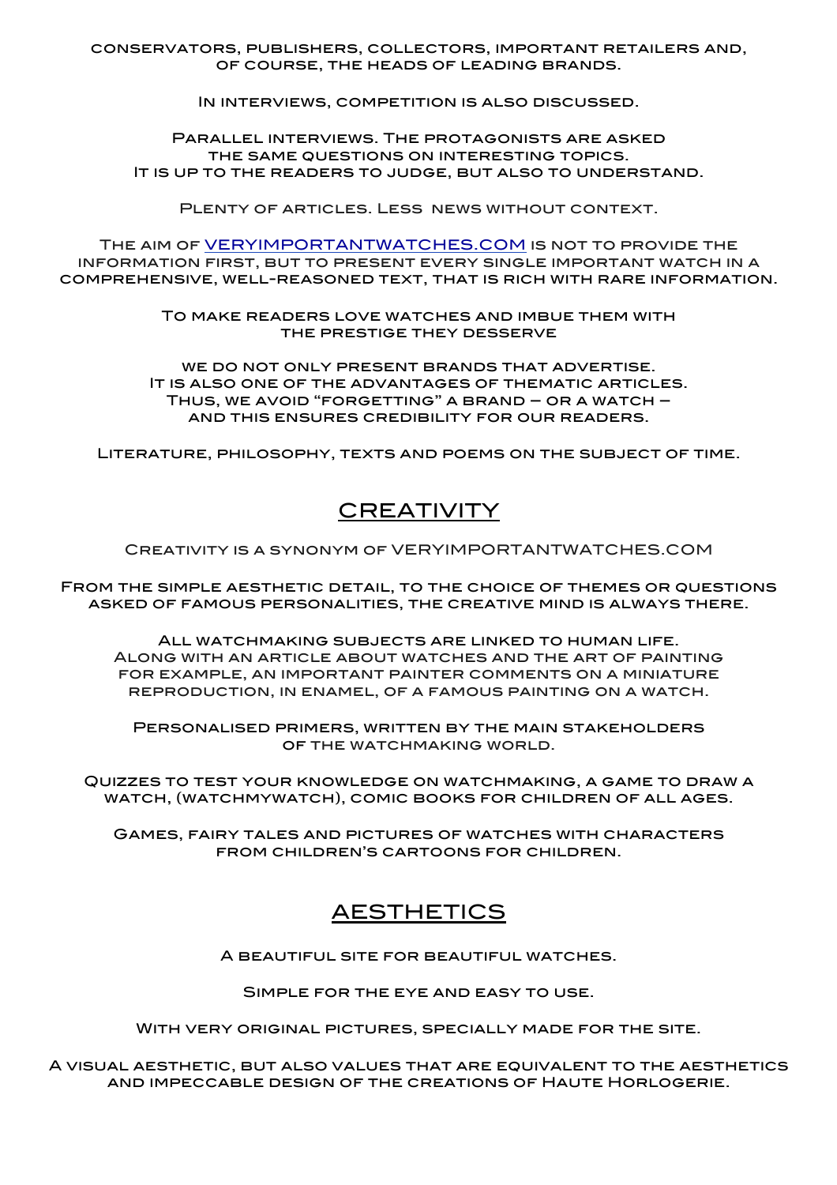conservators, publishers, collectors, important retailers and, of course, the heads of leading brands.

In interviews, competition is also discussed.

Parallel interviews. The protagonists are asked the same questions on interesting topics. It is up to the readers to judge, but also to understand.

Plenty of articles. Less news without context.

The aim of [VERYIMPORTANTWATCHES.COM](http://VERYIMPORTANTWATCHES.COM) is not to provide the information first, but to present every single important watch in a comprehensive, well-reasoned text, that is rich with rare information.

To make readers love watches and imbue them with the prestige they desserve

we do not only present brands that advertise. It is also one of the advantages of thematic articles. Thus, we avoid "forgetting" a brand – or a watch – and this ensures credibility for our readers.

Literature, philosophy, texts and poems on the subject of time.

## CREATIVITY

Creativity is a synonym of VERYIMPORTANTWATCHES.COM

From the simple aesthetic detail, to the choice of themes or questions asked of famous personalities, the creative mind is always there.

All watchmaking subjects are linked to human life. Along with an article about watches and the art of painting for example, an important painter comments on a miniature reproduction, in enamel, of a famous painting on a watch.

Personalised primers, written by the main stakeholders of the watchmaking world.

Quizzes to test your knowledge on watchmaking, a game to draw a watch, (watchmywatch), comic books for children of all ages.

Games, fairy tales and pictures of watches with characters from children's cartoons for children.

## AESTHETICS

A beautiful site for beautiful watches.

Simple for the eye and easy to use.

With very original pictures, specially made for the site.

A visual aesthetic, but also values that are equivalent to the aesthetics and impeccable design of the creations of Haute Horlogerie.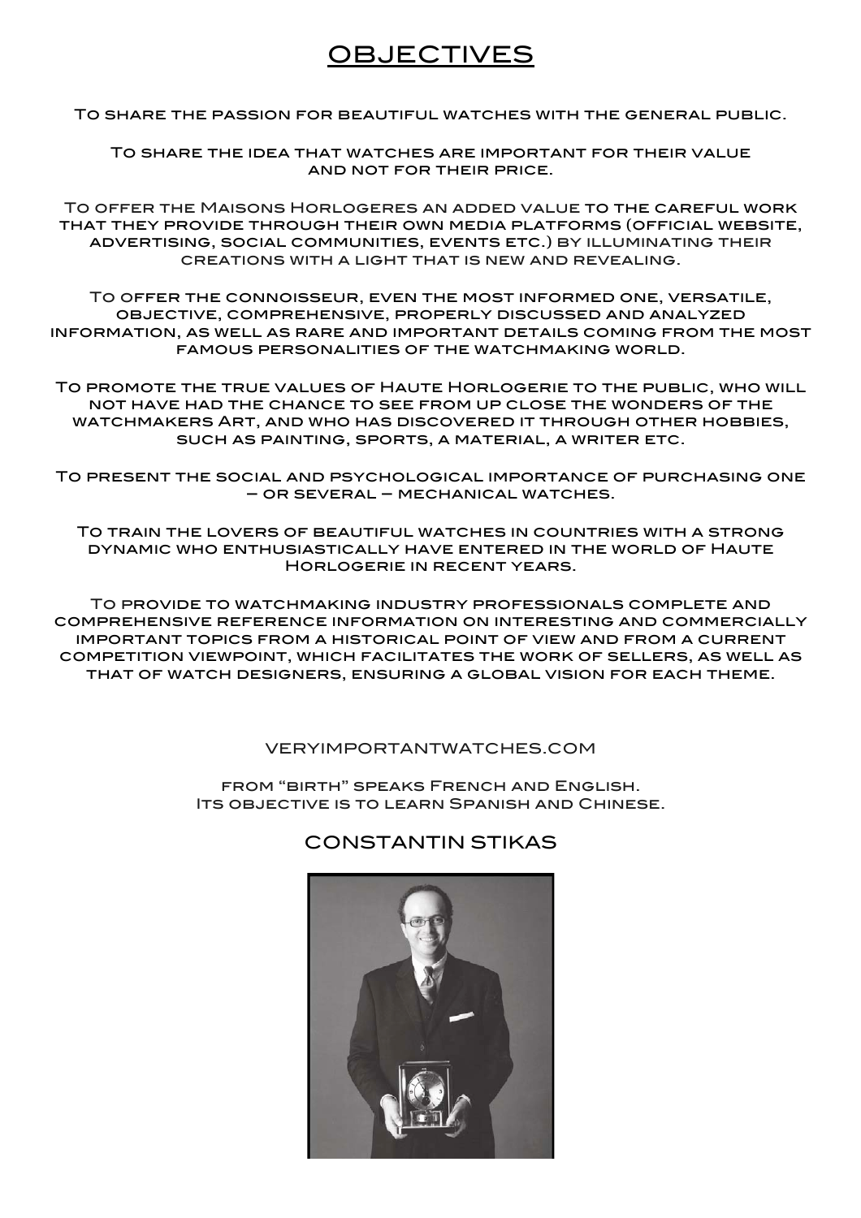# OBJECTIVES

To share the passion for beautiful watches with the general public.

To share the idea that watches are important for their value and not for their price.

To offer the Maisons Horlogeres an added value to the careful work that they provide through their own media platforms (official website, advertising, social communities, events etc.) by illuminating their creations with a light that is new and revealing.

To offer the connoisseur, even the most informed one, versatile, objective, comprehensive, properly discussed and analyzed information, as well as rare and important details coming from the most famous personalities of the watchmaking world.

To promote the true values of Haute Horlogerie to the public, who will not have had the chance to see from up close the wonders of the watchmakers Art, and who has discovered it through other hobbies, such as painting, sports, a material, a writer etc.

To present the social and psychological importance of purchasing one – or several – mechanical watches.

To train the lovers of beautiful watches in countries with a strong dynamic who enthusiastically have entered in the world of Haute Horlogerie in recent years.

To provide to watchmaking industry professionals complete and comprehensive reference information on interesting and commercially important topics from a historical point of view and from a current competition viewpoint, which facilitates the work of sellers, as well as that of watch designers, ensuring a global vision for each theme.

VERYIMPORTANTWATCHES.COM

from "birth" speaks French and English.
Its objective is to learn Spanish and Chinese.

CONSTANTIN STIKAS